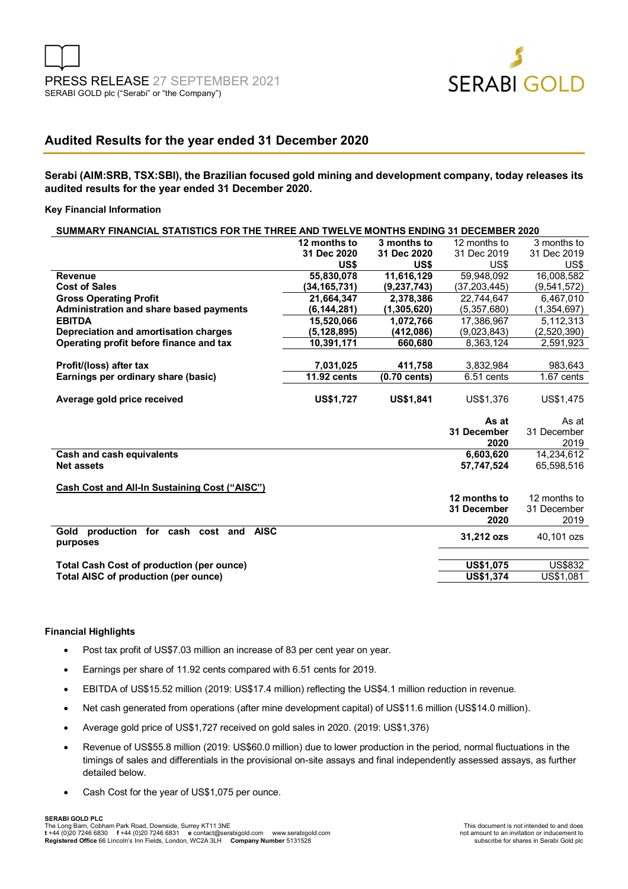PRESS RELEASE 27 SEPTEMBER 2021
SERABI GOLD plc ("Serabi" or "the Company")

# Audited Results for the year ended 31 December 2020

**Serabi (AIM:SRB, TSX:SBI), the Brazilian focused gold mining and development company, today releases its audited results for the year ended 31 December 2020.**

**Key Financial Information**

**SUMMARY FINANCIAL STATISTICS FOR THE THREE AND TWELVE MONTHS ENDING 31 DECEMBER 2020**

| | 12 months to 31 Dec 2020 US$ | 3 months to 31 Dec 2020 US$ | 12 months to 31 Dec 2019 US$ | 3 months to 31 Dec 2019 US$ |
|---|---|---|---|---|
| **Revenue** | **55,830,078** | **11,616,129** | 59,948,092 | 16,008,582 |
| **Cost of Sales** | **(34,165,731)** | **(9,237,743)** | (37,203,445) | (9,541,572) |
| **Gross Operating Profit** | **21,664,347** | **2,378,386** | 22,744,647 | 6,467,010 |
| **Administration and share based payments** | **(6,144,281)** | **(1,305,620)** | (5,357,680) | (1,354,697) |
| **EBITDA** | **15,520,066** | **1,072,766** | 17,386,967 | 5,112,313 |
| **Depreciation and amortisation charges** | **(5,128,895)** | **(412,086)** | (9,023,843) | (2,520,390) |
| **Operating profit before finance and tax** | **10,391,171** | **660,680** | 8,363,124 | 2,591,923 |
| | | | | |
| **Profit/(loss) after tax** | **7,031,025** | **411,758** | 3,832,984 | 983,643 |
| **Earnings per ordinary share (basic)** | **11.92 cents** | **(0.70 cents)** | 6.51 cents | 1.67 cents |
| | | | | |
| **Average gold price received** | **US$1,727** | **US$1,841** | US$1,376 | US$1,475 |

| | As at 31 December 2020 | As at 31 December 2019 |
|---|---|---|
| **Cash and cash equivalents** | **6,603,620** | 14,234,612 |
| **Net assets** | **57,747,524** | 65,598,516 |

**Cash Cost and All-In Sustaining Cost ("AISC")**

| | 12 months to 31 December 2020 | 12 months to 31 December 2019 |
|---|---|---|
| **Gold production for cash cost and AISC purposes** | **31,212 ozs** | 40,101 ozs |
| | | |
| **Total Cash Cost of production (per ounce)** | **US$1,075** | US$832 |
| **Total AISC of production (per ounce)** | **US$1,374** | US$1,081 |

**Financial Highlights**

- Post tax profit of US$7.03 million an increase of 83 per cent year on year.
- Earnings per share of 11.92 cents compared with 6.51 cents for 2019.
- EBITDA of US$15.52 million (2019: US$17.4 million) reflecting the US$4.1 million reduction in revenue.
- Net cash generated from operations (after mine development capital) of US$11.6 million (US$14.0 million).
- Average gold price of US$1,727 received on gold sales in 2020. (2019: US$1,376)
- Revenue of US$55.8 million (2019: US$60.0 million) due to lower production in the period, normal fluctuations in the timings of sales and differentials in the provisional on-site assays and final independently assessed assays, as further detailed below.
- Cash Cost for the year of US$1,075 per ounce.

**SERABI GOLD PLC**
The Long Barn, Cobham Park Road, Downside, Surrey KT11 3NE
t +44 (0)20 7246 6830 f +44 (0)20 7246 6831 e contact@serabigold.com www.serabigold.com
**Registered Office** 66 Lincoln's Inn Fields, London, WC2A 3LH **Company Number** 5131528

This document is not intended to and does not amount to an invitation or inducement to subscribe for shares in Serabi Gold plc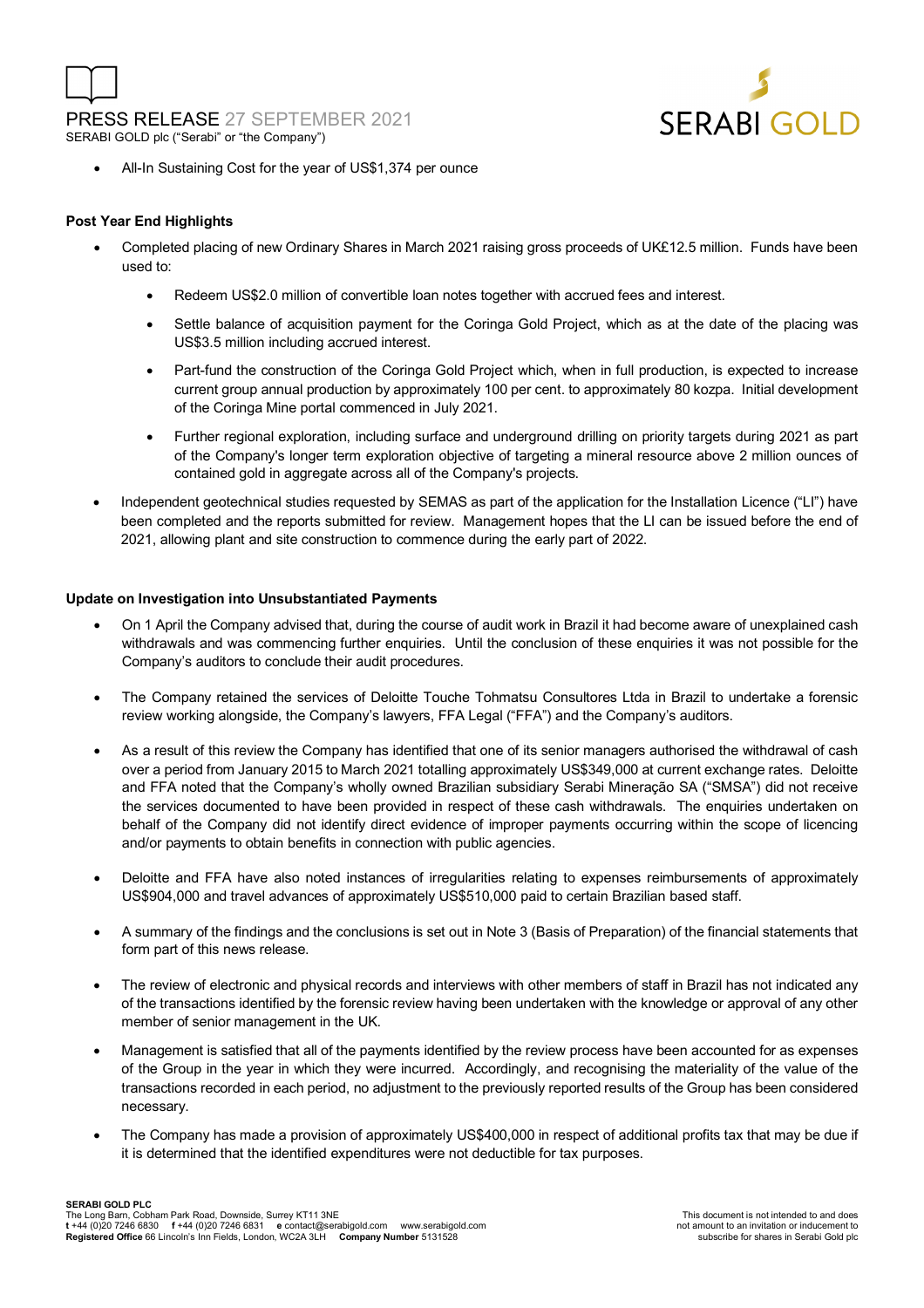- All-In Sustaining Cost for the year of US$1,374 per ounce

**Post Year End Highlights**

- Completed placing of new Ordinary Shares in March 2021 raising gross proceeds of UK£12.5 million. Funds have been used to:
    - Redeem US$2.0 million of convertible loan notes together with accrued fees and interest.
    - Settle balance of acquisition payment for the Coringa Gold Project, which as at the date of the placing was US$3.5 million including accrued interest.
    - Part-fund the construction of the Coringa Gold Project which, when in full production, is expected to increase current group annual production by approximately 100 per cent. to approximately 80 kozpa. Initial development of the Coringa Mine portal commenced in July 2021.
    - Further regional exploration, including surface and underground drilling on priority targets during 2021 as part of the Company's longer term exploration objective of targeting a mineral resource above 2 million ounces of contained gold in aggregate across all of the Company's projects.
- Independent geotechnical studies requested by SEMAS as part of the application for the Installation Licence ("LI") have been completed and the reports submitted for review. Management hopes that the LI can be issued before the end of 2021, allowing plant and site construction to commence during the early part of 2022.

**Update on Investigation into Unsubstantiated Payments**

- On 1 April the Company advised that, during the course of audit work in Brazil it had become aware of unexplained cash withdrawals and was commencing further enquiries. Until the conclusion of these enquiries it was not possible for the Company's auditors to conclude their audit procedures.
- The Company retained the services of Deloitte Touche Tohmatsu Consultores Ltda in Brazil to undertake a forensic review working alongside, the Company's lawyers, FFA Legal ("FFA") and the Company's auditors.
- As a result of this review the Company has identified that one of its senior managers authorised the withdrawal of cash over a period from January 2015 to March 2021 totalling approximately US$349,000 at current exchange rates. Deloitte and FFA noted that the Company's wholly owned Brazilian subsidiary Serabi Mineração SA ("SMSA") did not receive the services documented to have been provided in respect of these cash withdrawals. The enquiries undertaken on behalf of the Company did not identify direct evidence of improper payments occurring within the scope of licencing and/or payments to obtain benefits in connection with public agencies.
- Deloitte and FFA have also noted instances of irregularities relating to expenses reimbursements of approximately US$904,000 and travel advances of approximately US$510,000 paid to certain Brazilian based staff.
- A summary of the findings and the conclusions is set out in Note 3 (Basis of Preparation) of the financial statements that form part of this news release.
- The review of electronic and physical records and interviews with other members of staff in Brazil has not indicated any of the transactions identified by the forensic review having been undertaken with the knowledge or approval of any other member of senior management in the UK.
- Management is satisfied that all of the payments identified by the review process have been accounted for as expenses of the Group in the year in which they were incurred. Accordingly, and recognising the materiality of the value of the transactions recorded in each period, no adjustment to the previously reported results of the Group has been considered necessary.
- The Company has made a provision of approximately US$400,000 in respect of additional profits tax that may be due if it is determined that the identified expenditures were not deductible for tax purposes.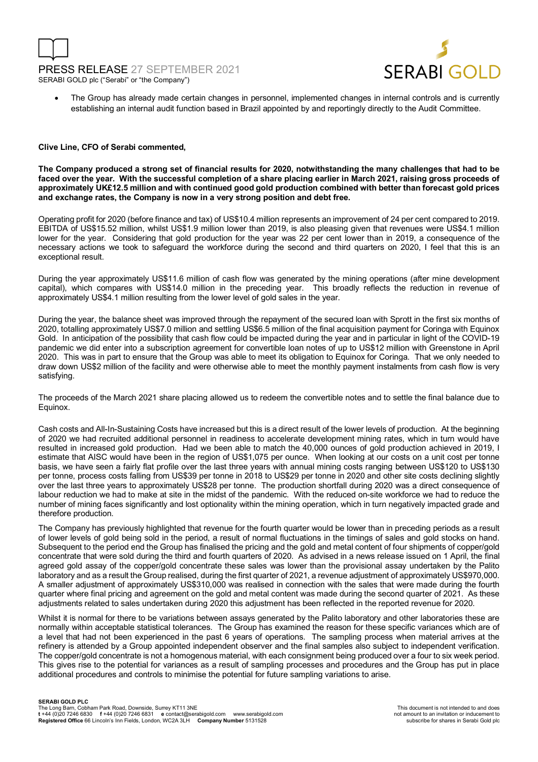- The Group has already made certain changes in personnel, implemented changes in internal controls and is currently establishing an internal audit function based in Brazil appointed by and reportingly directly to the Audit Committee.

**Clive Line, CFO of Serabi commented,**

**The Company produced a strong set of financial results for 2020, notwithstanding the many challenges that had to be faced over the year. With the successful completion of a share placing earlier in March 2021, raising gross proceeds of approximately UK£12.5 million and with continued good gold production combined with better than forecast gold prices and exchange rates, the Company is now in a very strong position and debt free.**

Operating profit for 2020 (before finance and tax) of US$10.4 million represents an improvement of 24 per cent compared to 2019. EBITDA of US$15.52 million, whilst US$1.9 million lower than 2019, is also pleasing given that revenues were US$4.1 million lower for the year. Considering that gold production for the year was 22 per cent lower than in 2019, a consequence of the necessary actions we took to safeguard the workforce during the second and third quarters on 2020, I feel that this is an exceptional result.

During the year approximately US$11.6 million of cash flow was generated by the mining operations (after mine development capital), which compares with US$14.0 million in the preceding year. This broadly reflects the reduction in revenue of approximately US$4.1 million resulting from the lower level of gold sales in the year.

During the year, the balance sheet was improved through the repayment of the secured loan with Sprott in the first six months of 2020, totalling approximately US$7.0 million and settling US$6.5 million of the final acquisition payment for Coringa with Equinox Gold. In anticipation of the possibility that cash flow could be impacted during the year and in particular in light of the COVID-19 pandemic we did enter into a subscription agreement for convertible loan notes of up to US$12 million with Greenstone in April 2020. This was in part to ensure that the Group was able to meet its obligation to Equinox for Coringa. That we only needed to draw down US$2 million of the facility and were otherwise able to meet the monthly payment instalments from cash flow is very satisfying.

The proceeds of the March 2021 share placing allowed us to redeem the convertible notes and to settle the final balance due to Equinox.

Cash costs and All-In-Sustaining Costs have increased but this is a direct result of the lower levels of production. At the beginning of 2020 we had recruited additional personnel in readiness to accelerate development mining rates, which in turn would have resulted in increased gold production. Had we been able to match the 40,000 ounces of gold production achieved in 2019, I estimate that AISC would have been in the region of US$1,075 per ounce. When looking at our costs on a unit cost per tonne basis, we have seen a fairly flat profile over the last three years with annual mining costs ranging between US$120 to US$130 per tonne, process costs falling from US$39 per tonne in 2018 to US$29 per tonne in 2020 and other site costs declining slightly over the last three years to approximately US$28 per tonne. The production shortfall during 2020 was a direct consequence of labour reduction we had to make at site in the midst of the pandemic. With the reduced on-site workforce we had to reduce the number of mining faces significantly and lost optionality within the mining operation, which in turn negatively impacted grade and therefore production.

The Company has previously highlighted that revenue for the fourth quarter would be lower than in preceding periods as a result of lower levels of gold being sold in the period, a result of normal fluctuations in the timings of sales and gold stocks on hand. Subsequent to the period end the Group has finalised the pricing and the gold and metal content of four shipments of copper/gold concentrate that were sold during the third and fourth quarters of 2020. As advised in a news release issued on 1 April, the final agreed gold assay of the copper/gold concentrate these sales was lower than the provisional assay undertaken by the Palito laboratory and as a result the Group realised, during the first quarter of 2021, a revenue adjustment of approximately US$970,000. A smaller adjustment of approximately US$310,000 was realised in connection with the sales that were made during the fourth quarter where final pricing and agreement on the gold and metal content was made during the second quarter of 2021. As these adjustments related to sales undertaken during 2020 this adjustment has been reflected in the reported revenue for 2020.

Whilst it is normal for there to be variations between assays generated by the Palito laboratory and other laboratories these are normally within acceptable statistical tolerances. The Group has examined the reason for these specific variances which are of a level that had not been experienced in the past 6 years of operations. The sampling process when material arrives at the refinery is attended by a Group appointed independent observer and the final samples also subject to independent verification. The copper/gold concentrate is not a homogenous material, with each consignment being produced over a four to six week period. This gives rise to the potential for variances as a result of sampling processes and procedures and the Group has put in place additional procedures and controls to minimise the potential for future sampling variations to arise.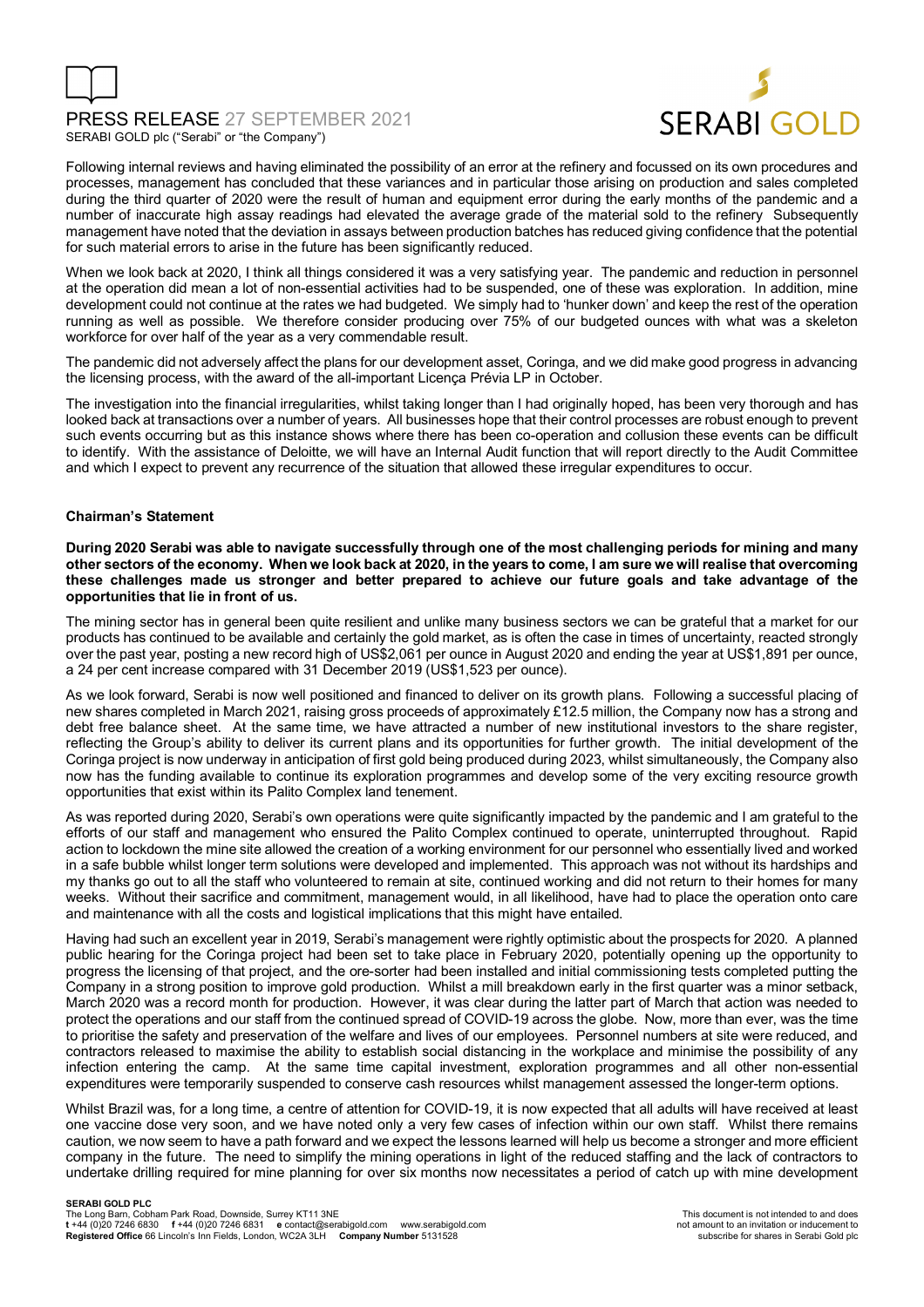Following internal reviews and having eliminated the possibility of an error at the refinery and focussed on its own procedures and processes, management has concluded that these variances and in particular those arising on production and sales completed during the third quarter of 2020 were the result of human and equipment error during the early months of the pandemic and a number of inaccurate high assay readings had elevated the average grade of the material sold to the refinery Subsequently management have noted that the deviation in assays between production batches has reduced giving confidence that the potential for such material errors to arise in the future has been significantly reduced.

When we look back at 2020, I think all things considered it was a very satisfying year. The pandemic and reduction in personnel at the operation did mean a lot of non-essential activities had to be suspended, one of these was exploration. In addition, mine development could not continue at the rates we had budgeted. We simply had to 'hunker down' and keep the rest of the operation running as well as possible. We therefore consider producing over 75% of our budgeted ounces with what was a skeleton workforce for over half of the year as a very commendable result.

The pandemic did not adversely affect the plans for our development asset, Coringa, and we did make good progress in advancing the licensing process, with the award of the all-important Licença Prévia LP in October.

The investigation into the financial irregularities, whilst taking longer than I had originally hoped, has been very thorough and has looked back at transactions over a number of years. All businesses hope that their control processes are robust enough to prevent such events occurring but as this instance shows where there has been co-operation and collusion these events can be difficult to identify. With the assistance of Deloitte, we will have an Internal Audit function that will report directly to the Audit Committee and which I expect to prevent any recurrence of the situation that allowed these irregular expenditures to occur.

**Chairman's Statement**

**During 2020 Serabi was able to navigate successfully through one of the most challenging periods for mining and many other sectors of the economy. When we look back at 2020, in the years to come, I am sure we will realise that overcoming these challenges made us stronger and better prepared to achieve our future goals and take advantage of the opportunities that lie in front of us.**

The mining sector has in general been quite resilient and unlike many business sectors we can be grateful that a market for our products has continued to be available and certainly the gold market, as is often the case in times of uncertainty, reacted strongly over the past year, posting a new record high of US$2,061 per ounce in August 2020 and ending the year at US$1,891 per ounce, a 24 per cent increase compared with 31 December 2019 (US$1,523 per ounce).

As we look forward, Serabi is now well positioned and financed to deliver on its growth plans. Following a successful placing of new shares completed in March 2021, raising gross proceeds of approximately £12.5 million, the Company now has a strong and debt free balance sheet. At the same time, we have attracted a number of new institutional investors to the share register, reflecting the Group's ability to deliver its current plans and its opportunities for further growth. The initial development of the Coringa project is now underway in anticipation of first gold being produced during 2023, whilst simultaneously, the Company also now has the funding available to continue its exploration programmes and develop some of the very exciting resource growth opportunities that exist within its Palito Complex land tenement.

As was reported during 2020, Serabi's own operations were quite significantly impacted by the pandemic and I am grateful to the efforts of our staff and management who ensured the Palito Complex continued to operate, uninterrupted throughout. Rapid action to lockdown the mine site allowed the creation of a working environment for our personnel who essentially lived and worked in a safe bubble whilst longer term solutions were developed and implemented. This approach was not without its hardships and my thanks go out to all the staff who volunteered to remain at site, continued working and did not return to their homes for many weeks. Without their sacrifice and commitment, management would, in all likelihood, have had to place the operation onto care and maintenance with all the costs and logistical implications that this might have entailed.

Having had such an excellent year in 2019, Serabi's management were rightly optimistic about the prospects for 2020. A planned public hearing for the Coringa project had been set to take place in February 2020, potentially opening up the opportunity to progress the licensing of that project, and the ore-sorter had been installed and initial commissioning tests completed putting the Company in a strong position to improve gold production. Whilst a mill breakdown early in the first quarter was a minor setback, March 2020 was a record month for production. However, it was clear during the latter part of March that action was needed to protect the operations and our staff from the continued spread of COVID-19 across the globe. Now, more than ever, was the time to prioritise the safety and preservation of the welfare and lives of our employees. Personnel numbers at site were reduced, and contractors released to maximise the ability to establish social distancing in the workplace and minimise the possibility of any infection entering the camp. At the same time capital investment, exploration programmes and all other non-essential expenditures were temporarily suspended to conserve cash resources whilst management assessed the longer-term options.

Whilst Brazil was, for a long time, a centre of attention for COVID-19, it is now expected that all adults will have received at least one vaccine dose very soon, and we have noted only a very few cases of infection within our own staff. Whilst there remains caution, we now seem to have a path forward and we expect the lessons learned will help us become a stronger and more efficient company in the future. The need to simplify the mining operations in light of the reduced staffing and the lack of contractors to undertake drilling required for mine planning for over six months now necessitates a period of catch up with mine development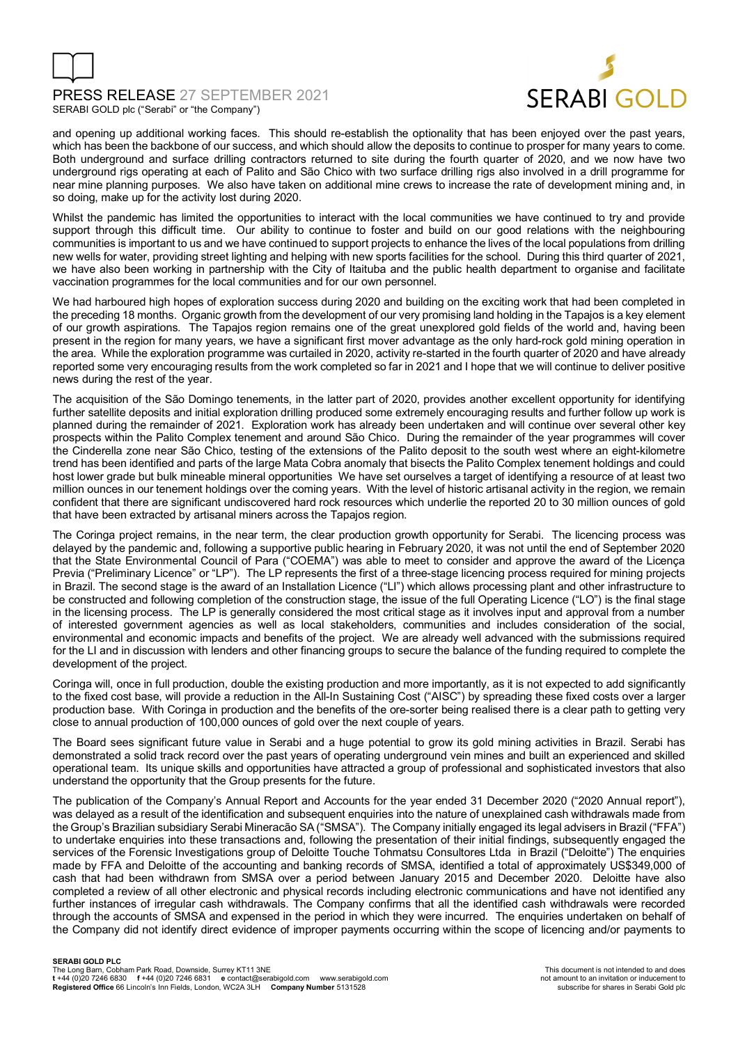and opening up additional working faces. This should re-establish the optionality that has been enjoyed over the past years, which has been the backbone of our success, and which should allow the deposits to continue to prosper for many years to come. Both underground and surface drilling contractors returned to site during the fourth quarter of 2020, and we now have two underground rigs operating at each of Palito and São Chico with two surface drilling rigs also involved in a drill programme for near mine planning purposes. We also have taken on additional mine crews to increase the rate of development mining and, in so doing, make up for the activity lost during 2020.

Whilst the pandemic has limited the opportunities to interact with the local communities we have continued to try and provide support through this difficult time. Our ability to continue to foster and build on our good relations with the neighbouring communities is important to us and we have continued to support projects to enhance the lives of the local populations from drilling new wells for water, providing street lighting and helping with new sports facilities for the school. During this third quarter of 2021, we have also been working in partnership with the City of Itaituba and the public health department to organise and facilitate vaccination programmes for the local communities and for our own personnel.

We had harboured high hopes of exploration success during 2020 and building on the exciting work that had been completed in the preceding 18 months. Organic growth from the development of our very promising land holding in the Tapajos is a key element of our growth aspirations. The Tapajos region remains one of the great unexplored gold fields of the world and, having been present in the region for many years, we have a significant first mover advantage as the only hard-rock gold mining operation in the area. While the exploration programme was curtailed in 2020, activity re-started in the fourth quarter of 2020 and have already reported some very encouraging results from the work completed so far in 2021 and I hope that we will continue to deliver positive news during the rest of the year.

The acquisition of the São Domingo tenements, in the latter part of 2020, provides another excellent opportunity for identifying further satellite deposits and initial exploration drilling produced some extremely encouraging results and further follow up work is planned during the remainder of 2021. Exploration work has already been undertaken and will continue over several other key prospects within the Palito Complex tenement and around São Chico. During the remainder of the year programmes will cover the Cinderella zone near São Chico, testing of the extensions of the Palito deposit to the south west where an eight-kilometre trend has been identified and parts of the large Mata Cobra anomaly that bisects the Palito Complex tenement holdings and could host lower grade but bulk mineable mineral opportunities We have set ourselves a target of identifying a resource of at least two million ounces in our tenement holdings over the coming years. With the level of historic artisanal activity in the region, we remain confident that there are significant undiscovered hard rock resources which underlie the reported 20 to 30 million ounces of gold that have been extracted by artisanal miners across the Tapajos region.

The Coringa project remains, in the near term, the clear production growth opportunity for Serabi. The licencing process was delayed by the pandemic and, following a supportive public hearing in February 2020, it was not until the end of September 2020 that the State Environmental Council of Para ("COEMA") was able to meet to consider and approve the award of the Licença Previa ("Preliminary Licence" or "LP"). The LP represents the first of a three-stage licencing process required for mining projects in Brazil. The second stage is the award of an Installation Licence ("LI") which allows processing plant and other infrastructure to be constructed and following completion of the construction stage, the issue of the full Operating Licence ("LO") is the final stage in the licensing process. The LP is generally considered the most critical stage as it involves input and approval from a number of interested government agencies as well as local stakeholders, communities and includes consideration of the social, environmental and economic impacts and benefits of the project. We are already well advanced with the submissions required for the LI and in discussion with lenders and other financing groups to secure the balance of the funding required to complete the development of the project.

Coringa will, once in full production, double the existing production and more importantly, as it is not expected to add significantly to the fixed cost base, will provide a reduction in the All-In Sustaining Cost ("AISC") by spreading these fixed costs over a larger production base. With Coringa in production and the benefits of the ore-sorter being realised there is a clear path to getting very close to annual production of 100,000 ounces of gold over the next couple of years.

The Board sees significant future value in Serabi and a huge potential to grow its gold mining activities in Brazil. Serabi has demonstrated a solid track record over the past years of operating underground vein mines and built an experienced and skilled operational team. Its unique skills and opportunities have attracted a group of professional and sophisticated investors that also understand the opportunity that the Group presents for the future.

The publication of the Company's Annual Report and Accounts for the year ended 31 December 2020 ("2020 Annual report"), was delayed as a result of the identification and subsequent enquiries into the nature of unexplained cash withdrawals made from the Group's Brazilian subsidiary Serabi Mineracão SA ("SMSA"). The Company initially engaged its legal advisers in Brazil ("FFA") to undertake enquiries into these transactions and, following the presentation of their initial findings, subsequently engaged the services of the Forensic Investigations group of Deloitte Touche Tohmatsu Consultores Ltda in Brazil ("Deloitte") The enquiries made by FFA and Deloitte of the accounting and banking records of SMSA, identified a total of approximately US$349,000 of cash that had been withdrawn from SMSA over a period between January 2015 and December 2020. Deloitte have also completed a review of all other electronic and physical records including electronic communications and have not identified any further instances of irregular cash withdrawals. The Company confirms that all the identified cash withdrawals were recorded through the accounts of SMSA and expensed in the period in which they were incurred. The enquiries undertaken on behalf of the Company did not identify direct evidence of improper payments occurring within the scope of licencing and/or payments to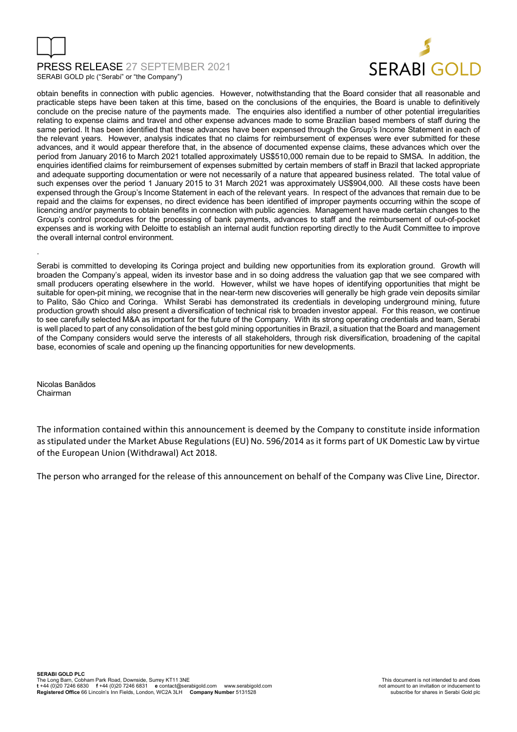obtain benefits in connection with public agencies. However, notwithstanding that the Board consider that all reasonable and practicable steps have been taken at this time, based on the conclusions of the enquiries, the Board is unable to definitively conclude on the precise nature of the payments made. The enquiries also identified a number of other potential irregularities relating to expense claims and travel and other expense advances made to some Brazilian based members of staff during the same period. It has been identified that these advances have been expensed through the Group's Income Statement in each of the relevant years. However, analysis indicates that no claims for reimbursement of expenses were ever submitted for these advances, and it would appear therefore that, in the absence of documented expense claims, these advances which over the period from January 2016 to March 2021 totalled approximately US$510,000 remain due to be repaid to SMSA. In addition, the enquiries identified claims for reimbursement of expenses submitted by certain members of staff in Brazil that lacked appropriate and adequate supporting documentation or were not necessarily of a nature that appeared business related. The total value of such expenses over the period 1 January 2015 to 31 March 2021 was approximately US$904,000. All these costs have been expensed through the Group's Income Statement in each of the relevant years. In respect of the advances that remain due to be repaid and the claims for expenses, no direct evidence has been identified of improper payments occurring within the scope of licencing and/or payments to obtain benefits in connection with public agencies. Management have made certain changes to the Group's control procedures for the processing of bank payments, advances to staff and the reimbursement of out-of-pocket expenses and is working with Deloitte to establish an internal audit function reporting directly to the Audit Committee to improve the overall internal control environment.

.

Serabi is committed to developing its Coringa project and building new opportunities from its exploration ground. Growth will broaden the Company's appeal, widen its investor base and in so doing address the valuation gap that we see compared with small producers operating elsewhere in the world. However, whilst we have hopes of identifying opportunities that might be suitable for open-pit mining, we recognise that in the near-term new discoveries will generally be high grade vein deposits similar to Palito, São Chico and Coringa. Whilst Serabi has demonstrated its credentials in developing underground mining, future production growth should also present a diversification of technical risk to broaden investor appeal. For this reason, we continue to see carefully selected M&A as important for the future of the Company. With its strong operating credentials and team, Serabi is well placed to part of any consolidation of the best gold mining opportunities in Brazil, a situation that the Board and management of the Company considers would serve the interests of all stakeholders, through risk diversification, broadening of the capital base, economies of scale and opening up the financing opportunities for new developments.

Nicolas Banãdos
Chairman

The information contained within this announcement is deemed by the Company to constitute inside information as stipulated under the Market Abuse Regulations (EU) No. 596/2014 as it forms part of UK Domestic Law by virtue of the European Union (Withdrawal) Act 2018.

The person who arranged for the release of this announcement on behalf of the Company was Clive Line, Director.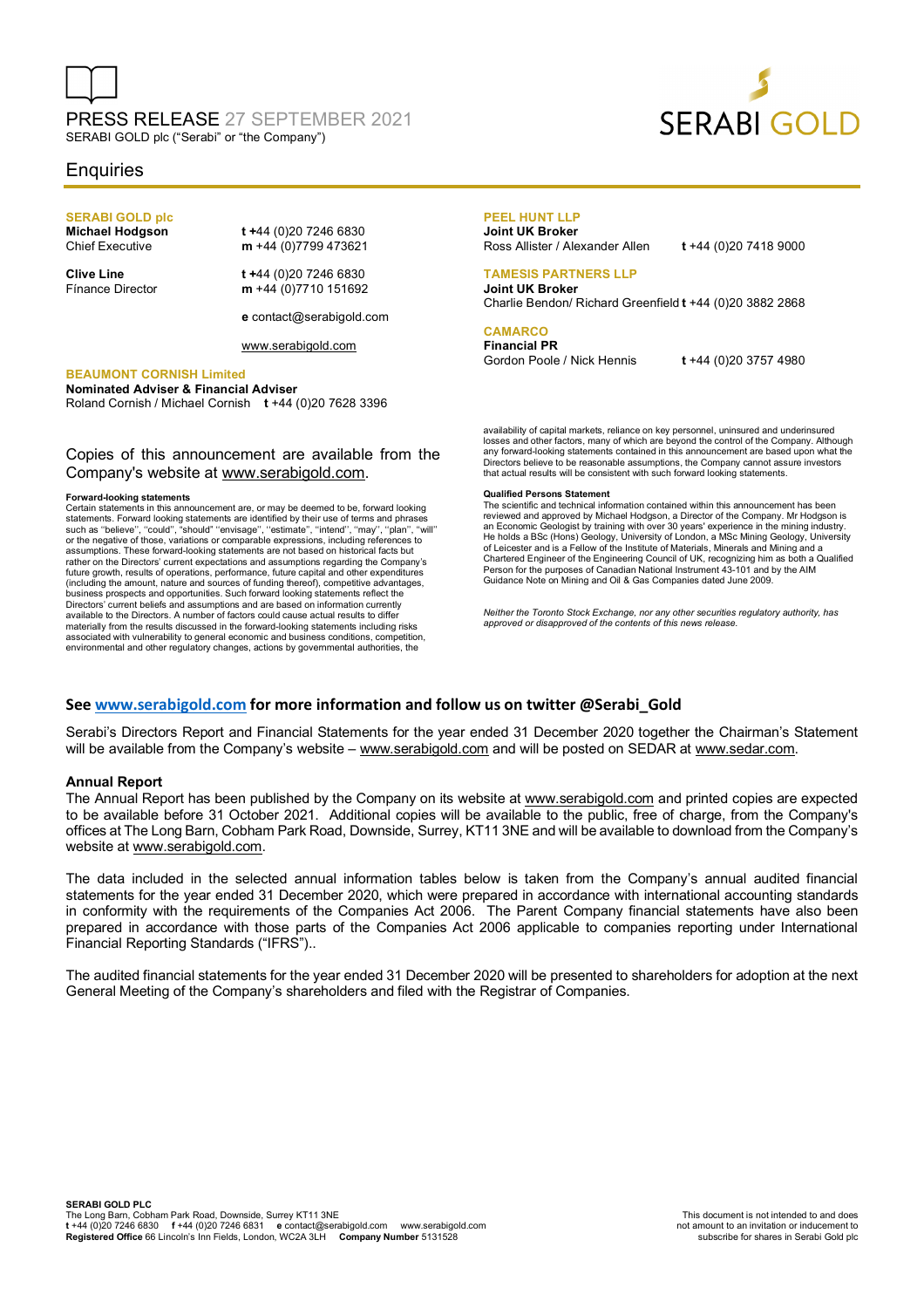# PRESS RELEASE 27 SEPTEMBER 2021

SERABI GOLD plc ("Serabi" or "the Company")

## Enquiries

**SERABI GOLD plc**

**Michael Hodgson** t +44 (0)20 7246 6830
Chief Executive m +44 (0)7799 473621

**Clive Line** t +44 (0)20 7246 6830
Finance Director m +44 (0)7710 151692

e contact@serabigold.com

www.serabigold.com

**BEAUMONT CORNISH Limited**
**Nominated Adviser & Financial Adviser**
Roland Cornish / Michael Cornish t +44 (0)20 7628 3396

**PEEL HUNT LLP**
**Joint UK Broker**
Ross Allister / Alexander Allen t +44 (0)20 7418 9000

**TAMESIS PARTNERS LLP**
**Joint UK Broker**
Charlie Bendon/ Richard Greenfield t +44 (0)20 3882 2868

**CAMARCO**
**Financial PR**
Gordon Poole / Nick Hennis t +44 (0)20 3757 4980

Copies of this announcement are available from the Company's website at www.serabigold.com.

**Forward-looking statements**
Certain statements in this announcement are, or may be deemed to be, forward looking statements. Forward looking statements are identified by their use of terms and phrases such as ''believe'', ''could'', "should" ''envisage'', ''estimate'', ''intend'', ''may'', ''plan'', ''will'' or the negative of those, variations or comparable expressions, including references to assumptions. These forward-looking statements are not based on historical facts but rather on the Directors' current expectations and assumptions regarding the Company's future growth, results of operations, performance, future capital and other expenditures (including the amount, nature and sources of funding thereof), competitive advantages, business prospects and opportunities. Such forward looking statements reflect the Directors' current beliefs and assumptions and are based on information currently available to the Directors. A number of factors could cause actual results to differ materially from the results discussed in the forward-looking statements including risks associated with vulnerability to general economic and business conditions, competition, environmental and other regulatory changes, actions by governmental authorities, the availability of capital markets, reliance on key personnel, uninsured and underinsured losses and other factors, many of which are beyond the control of the Company. Although any forward-looking statements contained in this announcement are based upon what the Directors believe to be reasonable assumptions, the Company cannot assure investors that actual results will be consistent with such forward looking statements.

**Qualified Persons Statement**
The scientific and technical information contained within this announcement has been reviewed and approved by Michael Hodgson, a Director of the Company. Mr Hodgson is an Economic Geologist by training with over 30 years' experience in the mining industry. He holds a BSc (Hons) Geology, University of London, a MSc Mining Geology, University of Leicester and is a Fellow of the Institute of Materials, Minerals and Mining and a Chartered Engineer of the Engineering Council of UK, recognizing him as both a Qualified Person for the purposes of Canadian National Instrument 43-101 and by the AIM Guidance Note on Mining and Oil & Gas Companies dated June 2009.

*Neither the Toronto Stock Exchange, nor any other securities regulatory authority, has approved or disapproved of the contents of this news release.*

**See www.serabigold.com for more information and follow us on twitter @Serabi_Gold**

Serabi's Directors Report and Financial Statements for the year ended 31 December 2020 together the Chairman's Statement will be available from the Company's website – www.serabigold.com and will be posted on SEDAR at www.sedar.com.

**Annual Report**
The Annual Report has been published by the Company on its website at www.serabigold.com and printed copies are expected to be available before 31 October 2021. Additional copies will be available to the public, free of charge, from the Company's offices at The Long Barn, Cobham Park Road, Downside, Surrey, KT11 3NE and will be available to download from the Company's website at www.serabigold.com.

The data included in the selected annual information tables below is taken from the Company's annual audited financial statements for the year ended 31 December 2020, which were prepared in accordance with international accounting standards in conformity with the requirements of the Companies Act 2006. The Parent Company financial statements have also been prepared in accordance with those parts of the Companies Act 2006 applicable to companies reporting under International Financial Reporting Standards ("IFRS")..

The audited financial statements for the year ended 31 December 2020 will be presented to shareholders for adoption at the next General Meeting of the Company's shareholders and filed with the Registrar of Companies.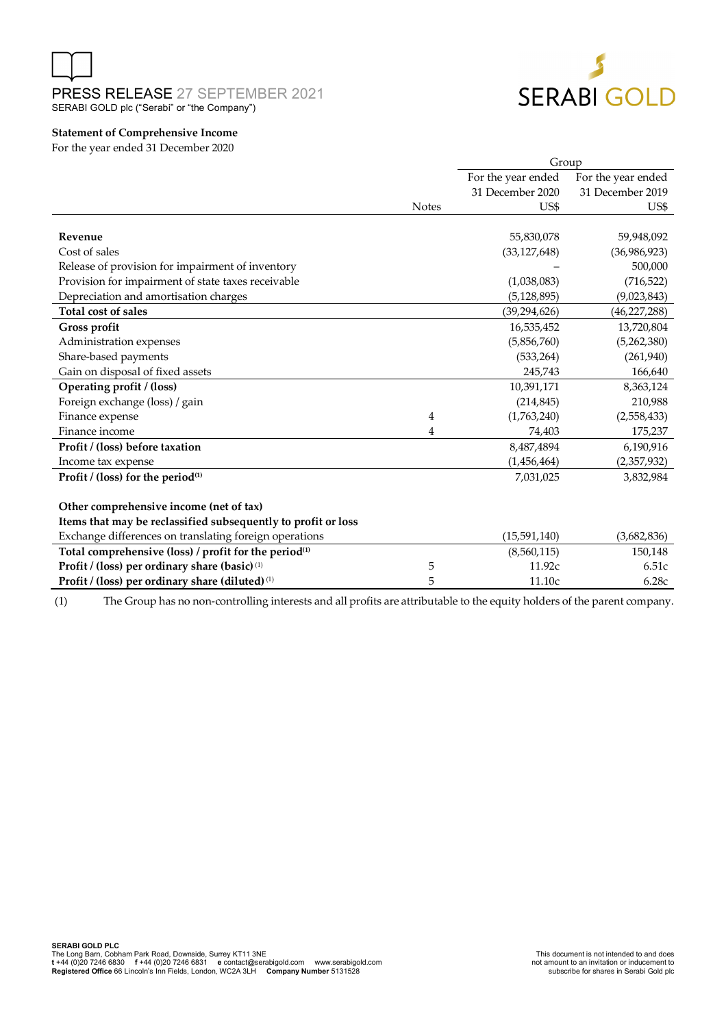**Statement of Comprehensive Income**

For the year ended 31 December 2020

| | | Group | |
|---|---|---|---|
| | Notes | For the year ended 31 December 2020 US$ | For the year ended 31 December 2019 US$ |
| **Revenue** | | 55,830,078 | 59,948,092 |
| Cost of sales | | (33,127,648) | (36,986,923) |
| Release of provision for impairment of inventory | | – | 500,000 |
| Provision for impairment of state taxes receivable | | (1,038,083) | (716,522) |
| Depreciation and amortisation charges | | (5,128,895) | (9,023,843) |
| **Total cost of sales** | | (39,294,626) | (46,227,288) |
| **Gross profit** | | 16,535,452 | 13,720,804 |
| Administration expenses | | (5,856,760) | (5,262,380) |
| Share-based payments | | (533,264) | (261,940) |
| Gain on disposal of fixed assets | | 245,743 | 166,640 |
| **Operating profit / (loss)** | | 10,391,171 | 8,363,124 |
| Foreign exchange (loss) / gain | | (214,845) | 210,988 |
| Finance expense | 4 | (1,763,240) | (2,558,433) |
| Finance income | 4 | 74,403 | 175,237 |
| **Profit / (loss) before taxation** | | 8,487,4894 | 6,190,916 |
| Income tax expense | | (1,456,464) | (2,357,932) |
| **Profit / (loss) for the period[(1)]** | | 7,031,025 | 3,832,984 |
| | | | |
| **Other comprehensive income (net of tax)** | | | |
| **Items that may be reclassified subsequently to profit or loss** | | | |
| Exchange differences on translating foreign operations | | (15,591,140) | (3,682,836) |
| **Total comprehensive (loss) / profit for the period[(1)]** | | (8,560,115) | 150,148 |
| **Profit / (loss) per ordinary share (basic)** [(1)] | 5 | 11.92c | 6.51c |
| **Profit / (loss) per ordinary share (diluted)** [(1)] | 5 | 11.10c | 6.28c |

(1) The Group has no non-controlling interests and all profits are attributable to the equity holders of the parent company.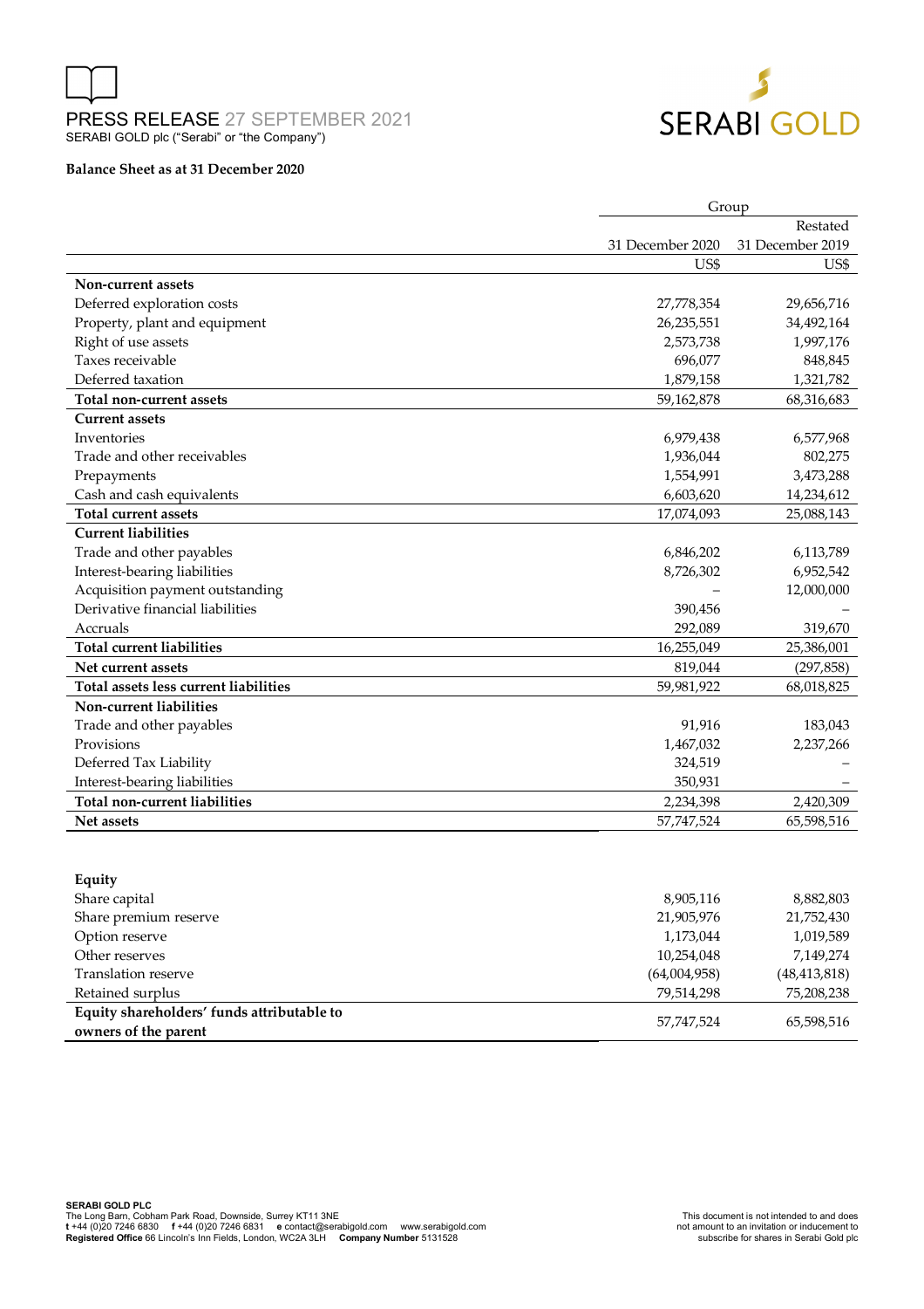**Balance Sheet as at 31 December 2020**

| | Group | |
|---|---|---|
| | | Restated |
| | 31 December 2020 | 31 December 2019 |
| | US$ | US$ |
| **Non-current assets** | | |
| Deferred exploration costs | 27,778,354 | 29,656,716 |
| Property, plant and equipment | 26,235,551 | 34,492,164 |
| Right of use assets | 2,573,738 | 1,997,176 |
| Taxes receivable | 696,077 | 848,845 |
| Deferred taxation | 1,879,158 | 1,321,782 |
| **Total non-current assets** | 59,162,878 | 68,316,683 |
| **Current assets** | | |
| Inventories | 6,979,438 | 6,577,968 |
| Trade and other receivables | 1,936,044 | 802,275 |
| Prepayments | 1,554,991 | 3,473,288 |
| Cash and cash equivalents | 6,603,620 | 14,234,612 |
| **Total current assets** | 17,074,093 | 25,088,143 |
| **Current liabilities** | | |
| Trade and other payables | 6,846,202 | 6,113,789 |
| Interest-bearing liabilities | 8,726,302 | 6,952,542 |
| Acquisition payment outstanding | – | 12,000,000 |
| Derivative financial liabilities | 390,456 | – |
| Accruals | 292,089 | 319,670 |
| **Total current liabilities** | 16,255,049 | 25,386,001 |
| **Net current assets** | 819,044 | (297,858) |
| **Total assets less current liabilities** | 59,981,922 | 68,018,825 |
| **Non-current liabilities** | | |
| Trade and other payables | 91,916 | 183,043 |
| Provisions | 1,467,032 | 2,237,266 |
| Deferred Tax Liability | 324,519 | – |
| Interest-bearing liabilities | 350,931 | – |
| **Total non-current liabilities** | 2,234,398 | 2,420,309 |
| **Net assets** | 57,747,524 | 65,598,516 |
| | | |
| **Equity** | | |
| Share capital | 8,905,116 | 8,882,803 |
| Share premium reserve | 21,905,976 | 21,752,430 |
| Option reserve | 1,173,044 | 1,019,589 |
| Other reserves | 10,254,048 | 7,149,274 |
| Translation reserve | (64,004,958) | (48,413,818) |
| Retained surplus | 79,514,298 | 75,208,238 |
| **Equity shareholders' funds attributable to owners of the parent** | 57,747,524 | 65,598,516 |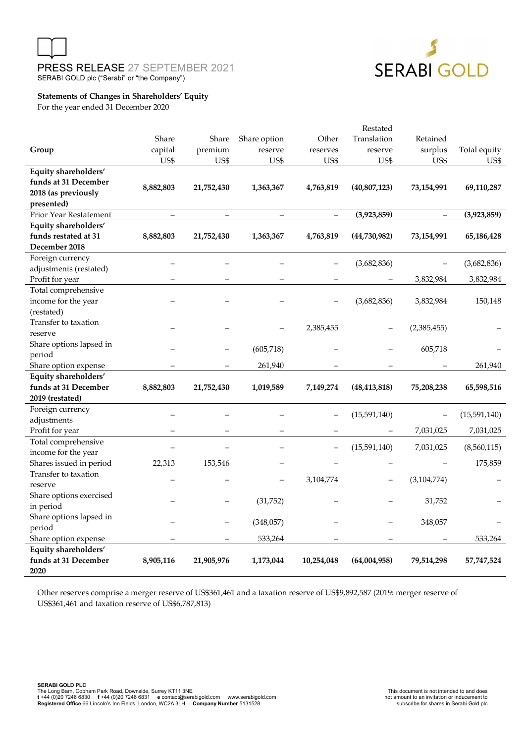**Statements of Changes in Shareholders' Equity**
For the year ended 31 December 2020

| Group | Share capital US$ | Share premium US$ | Share option reserve US$ | Other reserves US$ | Restated Translation reserve US$ | Retained surplus US$ | Total equity US$ |
|---|---|---|---|---|---|---|---|
| **Equity shareholders' funds at 31 December 2018 (as previously presented)** | **8,882,803** | **21,752,430** | **1,363,367** | **4,763,819** | **(40,807,123)** | **73,154,991** | **69,110,287** |
| Prior Year Restatement | – | – | – | – | **(3,923,859)** | – | **(3,923,859)** |
| **Equity shareholders' funds restated at 31 December 2018** | **8,882,803** | **21,752,430** | **1,363,367** | **4,763,819** | **(44,730,982)** | **73,154,991** | **65,186,428** |
| Foreign currency adjustments (restated) | – | – | – | – | (3,682,836) | – | (3,682,836) |
| Profit for year | – | – | – | – | – | 3,832,984 | 3,832,984 |
| Total comprehensive income for the year (restated) | – | – | – | – | (3,682,836) | 3,832,984 | 150,148 |
| Transfer to taxation reserve | – | – | – | 2,385,455 | – | (2,385,455) | – |
| Share options lapsed in period | – | – | (605,718) | – | – | 605,718 | – |
| Share option expense | – | – | 261,940 | – | – | – | 261,940 |
| **Equity shareholders' funds at 31 December 2019 (restated)** | **8,882,803** | **21,752,430** | **1,019,589** | **7,149,274** | **(48,413,818)** | **75,208,238** | **65,598,516** |
| Foreign currency adjustments | – | – | – | – | (15,591,140) | – | (15,591,140) |
| Profit for year | – | – | – | – | – | 7,031,025 | 7,031,025 |
| Total comprehensive income for the year | – | – | – | – | (15,591,140) | 7,031,025 | (8,560,115) |
| Shares issued in period | 22,313 | 153,546 | – | – | – | – | 175,859 |
| Transfer to taxation reserve | – | – | – | 3,104,774 | – | (3,104,774) | – |
| Share options exercised in period | – | – | (31,752) | – | – | 31,752 | – |
| Share options lapsed in period | – | – | (348,057) | – | – | 348,057 | – |
| Share option expense | – | – | 533,264 | – | – | – | 533,264 |
| **Equity shareholders' funds at 31 December 2020** | **8,905,116** | **21,905,976** | **1,173,044** | **10,254,048** | **(64,004,958)** | **79,514,298** | **57,747,524** |

Other reserves comprise a merger reserve of US$361,461 and a taxation reserve of US$9,892,587 (2019: merger reserve of US$361,461 and taxation reserve of US$6,787,813)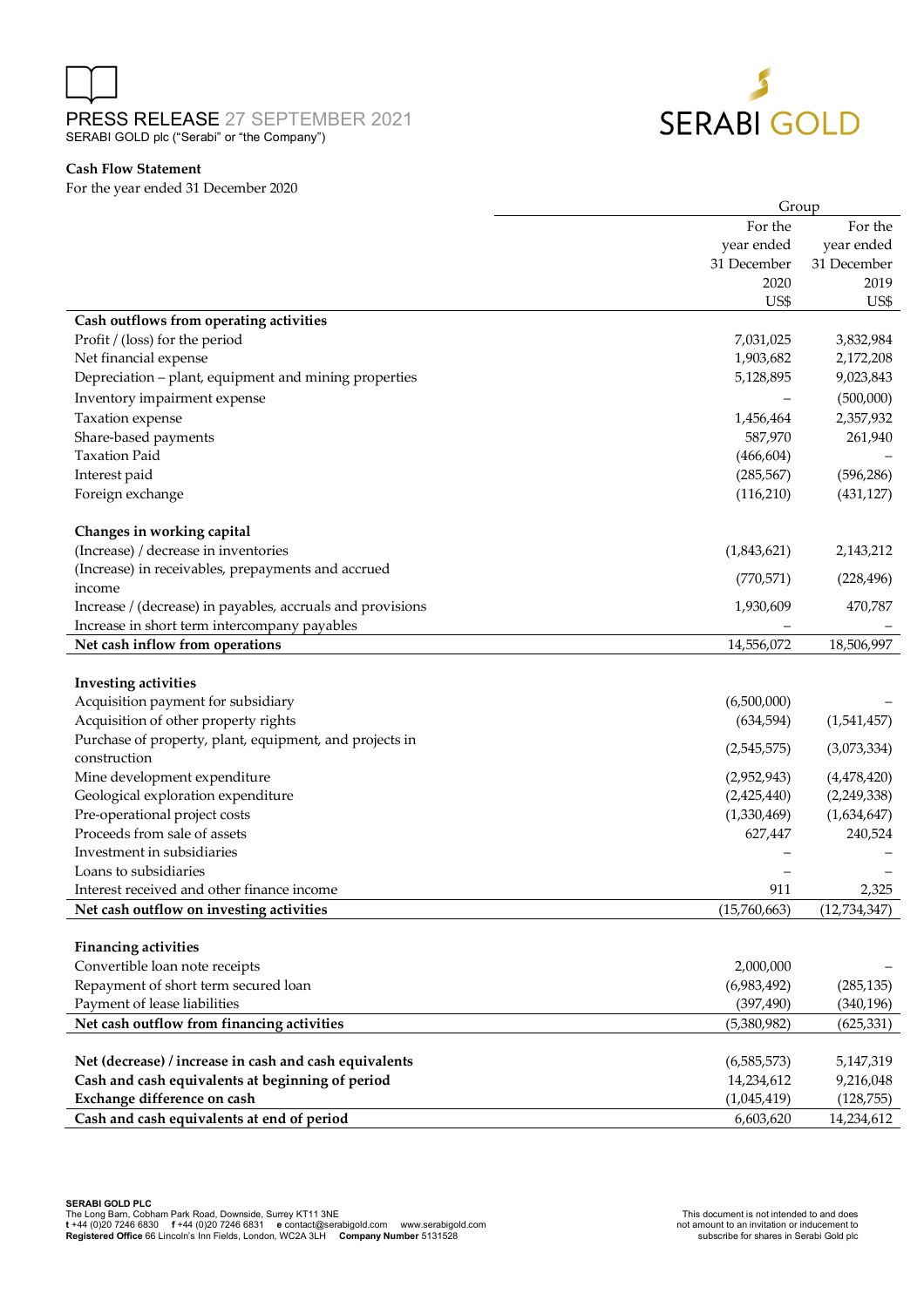PRESS RELEASE 27 SEPTEMBER 2021
SERABI GOLD plc ("Serabi" or "the Company")

**Cash Flow Statement**
For the year ended 31 December 2020

| | Group | |
|---|---|---|
| | For the year ended 31 December 2020 | For the year ended 31 December 2019 |
| | US$ | US$ |
| **Cash outflows from operating activities** | | |
| Profit / (loss) for the period | 7,031,025 | 3,832,984 |
| Net financial expense | 1,903,682 | 2,172,208 |
| Depreciation – plant, equipment and mining properties | 5,128,895 | 9,023,843 |
| Inventory impairment expense | – | (500,000) |
| Taxation expense | 1,456,464 | 2,357,932 |
| Share-based payments | 587,970 | 261,940 |
| Taxation Paid | (466,604) | – |
| Interest paid | (285,567) | (596,286) |
| Foreign exchange | (116,210) | (431,127) |
| | | |
| **Changes in working capital** | | |
| (Increase) / decrease in inventories | (1,843,621) | 2,143,212 |
| (Increase) in receivables, prepayments and accrued income | (770,571) | (228,496) |
| Increase / (decrease) in payables, accruals and provisions | 1,930,609 | 470,787 |
| Increase in short term intercompany payables | – | – |
| **Net cash inflow from operations** | 14,556,072 | 18,506,997 |
| | | |
| **Investing activities** | | |
| Acquisition payment for subsidiary | (6,500,000) | – |
| Acquisition of other property rights | (634,594) | (1,541,457) |
| Purchase of property, plant, equipment, and projects in construction | (2,545,575) | (3,073,334) |
| Mine development expenditure | (2,952,943) | (4,478,420) |
| Geological exploration expenditure | (2,425,440) | (2,249,338) |
| Pre-operational project costs | (1,330,469) | (1,634,647) |
| Proceeds from sale of assets | 627,447 | 240,524 |
| Investment in subsidiaries | – | – |
| Loans to subsidiaries | – | – |
| Interest received and other finance income | 911 | 2,325 |
| **Net cash outflow on investing activities** | (15,760,663) | (12,734,347) |
| | | |
| **Financing activities** | | |
| Convertible loan note receipts | 2,000,000 | – |
| Repayment of short term secured loan | (6,983,492) | (285,135) |
| Payment of lease liabilities | (397,490) | (340,196) |
| **Net cash outflow from financing activities** | (5,380,982) | (625,331) |
| | | |
| **Net (decrease) / increase in cash and cash equivalents** | (6,585,573) | 5,147,319 |
| **Cash and cash equivalents at beginning of period** | 14,234,612 | 9,216,048 |
| **Exchange difference on cash** | (1,045,419) | (128,755) |
| **Cash and cash equivalents at end of period** | 6,603,620 | 14,234,612 |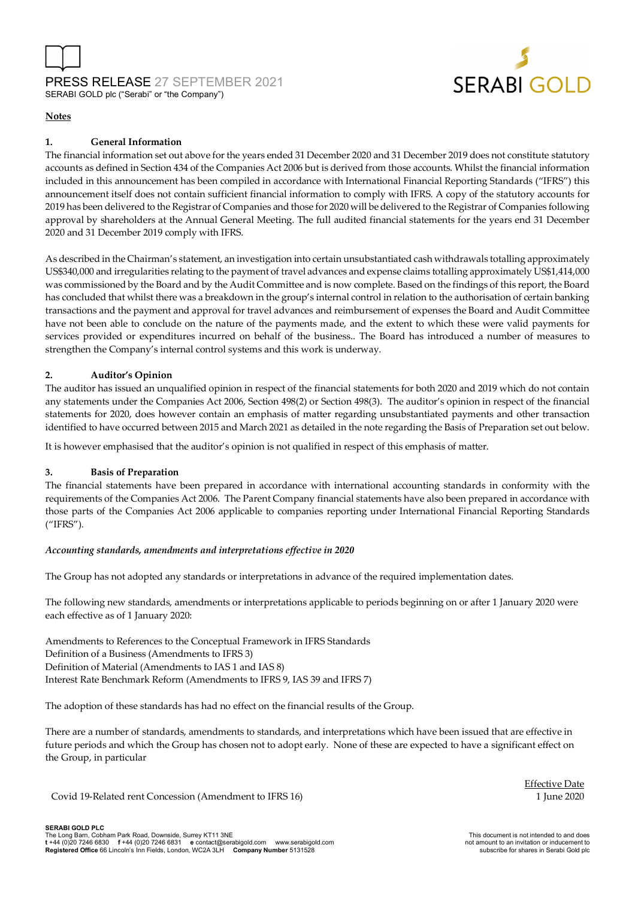## Notes

### 1. General Information

The financial information set out above for the years ended 31 December 2020 and 31 December 2019 does not constitute statutory accounts as defined in Section 434 of the Companies Act 2006 but is derived from those accounts. Whilst the financial information included in this announcement has been compiled in accordance with International Financial Reporting Standards ("IFRS") this announcement itself does not contain sufficient financial information to comply with IFRS. A copy of the statutory accounts for 2019 has been delivered to the Registrar of Companies and those for 2020 will be delivered to the Registrar of Companies following approval by shareholders at the Annual General Meeting. The full audited financial statements for the years end 31 December 2020 and 31 December 2019 comply with IFRS.

As described in the Chairman's statement, an investigation into certain unsubstantiated cash withdrawals totalling approximately US$340,000 and irregularities relating to the payment of travel advances and expense claims totalling approximately US$1,414,000 was commissioned by the Board and by the Audit Committee and is now complete. Based on the findings of this report, the Board has concluded that whilst there was a breakdown in the group's internal control in relation to the authorisation of certain banking transactions and the payment and approval for travel advances and reimbursement of expenses the Board and Audit Committee have not been able to conclude on the nature of the payments made, and the extent to which these were valid payments for services provided or expenditures incurred on behalf of the business.. The Board has introduced a number of measures to strengthen the Company's internal control systems and this work is underway.

### 2. Auditor's Opinion

The auditor has issued an unqualified opinion in respect of the financial statements for both 2020 and 2019 which do not contain any statements under the Companies Act 2006, Section 498(2) or Section 498(3). The auditor's opinion in respect of the financial statements for 2020, does however contain an emphasis of matter regarding unsubstantiated payments and other transaction identified to have occurred between 2015 and March 2021 as detailed in the note regarding the Basis of Preparation set out below.

It is however emphasised that the auditor's opinion is not qualified in respect of this emphasis of matter.

### 3. Basis of Preparation

The financial statements have been prepared in accordance with international accounting standards in conformity with the requirements of the Companies Act 2006. The Parent Company financial statements have also been prepared in accordance with those parts of the Companies Act 2006 applicable to companies reporting under International Financial Reporting Standards ("IFRS").

*Accounting standards, amendments and interpretations effective in 2020*

The Group has not adopted any standards or interpretations in advance of the required implementation dates.

The following new standards, amendments or interpretations applicable to periods beginning on or after 1 January 2020 were each effective as of 1 January 2020:

Amendments to References to the Conceptual Framework in IFRS Standards
Definition of a Business (Amendments to IFRS 3)
Definition of Material (Amendments to IAS 1 and IAS 8)
Interest Rate Benchmark Reform (Amendments to IFRS 9, IAS 39 and IFRS 7)

The adoption of these standards has had no effect on the financial results of the Group.

There are a number of standards, amendments to standards, and interpretations which have been issued that are effective in future periods and which the Group has chosen not to adopt early. None of these are expected to have a significant effect on the Group, in particular

| | Effective Date |
|---|---|
| Covid 19-Related rent Concession (Amendment to IFRS 16) | 1 June 2020 |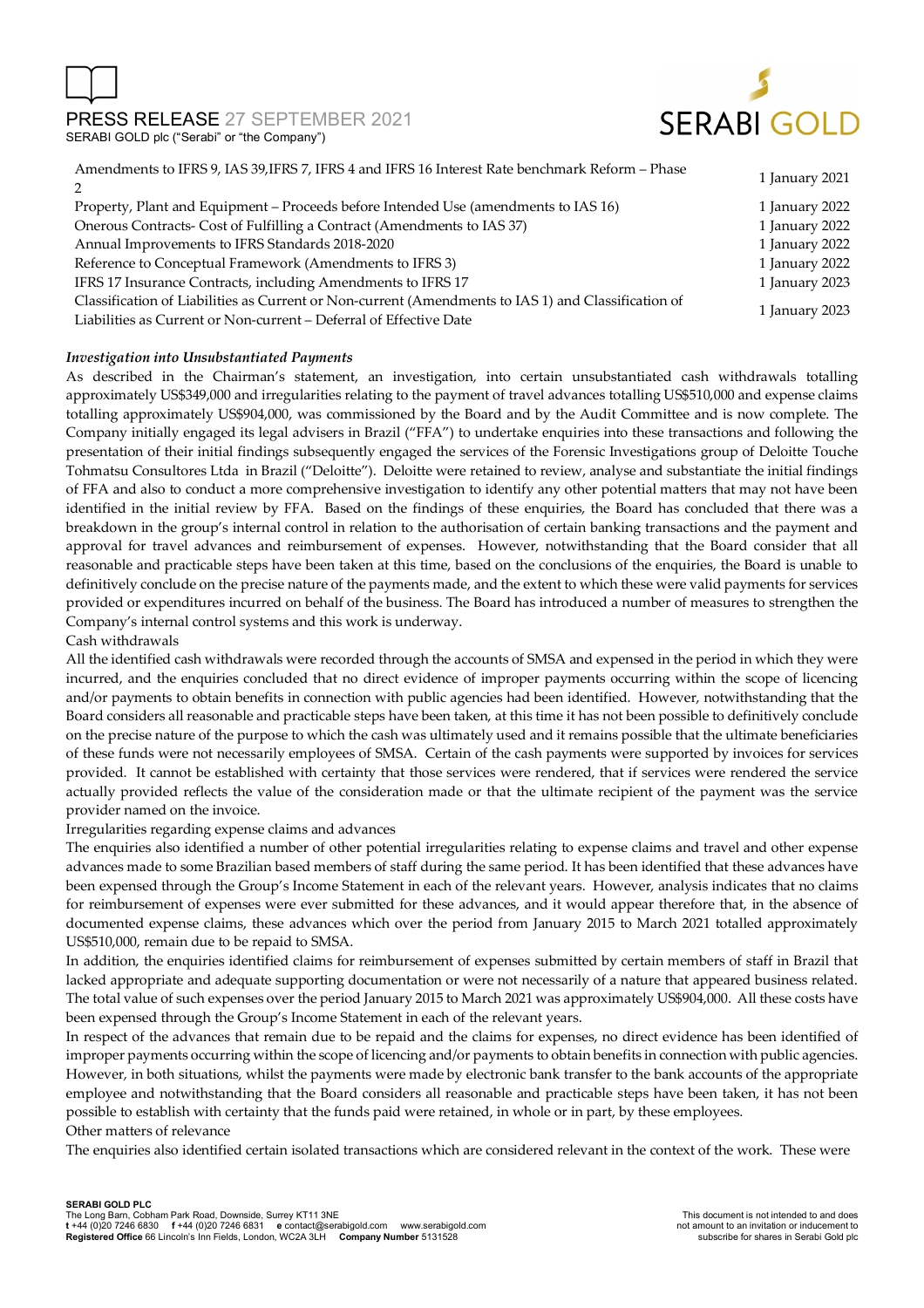| | |
|---|---|
| Amendments to IFRS 9, IAS 39,IFRS 7, IFRS 4 and IFRS 16 Interest Rate benchmark Reform – Phase 2 | 1 January 2021 |
| Property, Plant and Equipment – Proceeds before Intended Use (amendments to IAS 16) | 1 January 2022 |
| Onerous Contracts- Cost of Fulfilling a Contract (Amendments to IAS 37) | 1 January 2022 |
| Annual Improvements to IFRS Standards 2018-2020 | 1 January 2022 |
| Reference to Conceptual Framework (Amendments to IFRS 3) | 1 January 2022 |
| IFRS 17 Insurance Contracts, including Amendments to IFRS 17 | 1 January 2023 |
| Classification of Liabilities as Current or Non-current (Amendments to IAS 1) and Classification of Liabilities as Current or Non-current – Deferral of Effective Date | 1 January 2023 |

*Investigation into Unsubstantiated Payments*

As described in the Chairman's statement, an investigation, into certain unsubstantiated cash withdrawals totalling approximately US$349,000 and irregularities relating to the payment of travel advances totalling US$510,000 and expense claims totalling approximately US$904,000, was commissioned by the Board and by the Audit Committee and is now complete. The Company initially engaged its legal advisers in Brazil ("FFA") to undertake enquiries into these transactions and following the presentation of their initial findings subsequently engaged the services of the Forensic Investigations group of Deloitte Touche Tohmatsu Consultores Ltda in Brazil ("Deloitte"). Deloitte were retained to review, analyse and substantiate the initial findings of FFA and also to conduct a more comprehensive investigation to identify any other potential matters that may not have been identified in the initial review by FFA. Based on the findings of these enquiries, the Board has concluded that there was a breakdown in the group's internal control in relation to the authorisation of certain banking transactions and the payment and approval for travel advances and reimbursement of expenses. However, notwithstanding that the Board consider that all reasonable and practicable steps have been taken at this time, based on the conclusions of the enquiries, the Board is unable to definitively conclude on the precise nature of the payments made, and the extent to which these were valid payments for services provided or expenditures incurred on behalf of the business. The Board has introduced a number of measures to strengthen the Company's internal control systems and this work is underway.

Cash withdrawals

All the identified cash withdrawals were recorded through the accounts of SMSA and expensed in the period in which they were incurred, and the enquiries concluded that no direct evidence of improper payments occurring within the scope of licencing and/or payments to obtain benefits in connection with public agencies had been identified. However, notwithstanding that the Board considers all reasonable and practicable steps have been taken, at this time it has not been possible to definitively conclude on the precise nature of the purpose to which the cash was ultimately used and it remains possible that the ultimate beneficiaries of these funds were not necessarily employees of SMSA. Certain of the cash payments were supported by invoices for services provided. It cannot be established with certainty that those services were rendered, that if services were rendered the service actually provided reflects the value of the consideration made or that the ultimate recipient of the payment was the service provider named on the invoice.

Irregularities regarding expense claims and advances

The enquiries also identified a number of other potential irregularities relating to expense claims and travel and other expense advances made to some Brazilian based members of staff during the same period. It has been identified that these advances have been expensed through the Group's Income Statement in each of the relevant years. However, analysis indicates that no claims for reimbursement of expenses were ever submitted for these advances, and it would appear therefore that, in the absence of documented expense claims, these advances which over the period from January 2015 to March 2021 totalled approximately US$510,000, remain due to be repaid to SMSA.

In addition, the enquiries identified claims for reimbursement of expenses submitted by certain members of staff in Brazil that lacked appropriate and adequate supporting documentation or were not necessarily of a nature that appeared business related. The total value of such expenses over the period January 2015 to March 2021 was approximately US$904,000. All these costs have been expensed through the Group's Income Statement in each of the relevant years.

In respect of the advances that remain due to be repaid and the claims for expenses, no direct evidence has been identified of improper payments occurring within the scope of licencing and/or payments to obtain benefits in connection with public agencies. However, in both situations, whilst the payments were made by electronic bank transfer to the bank accounts of the appropriate employee and notwithstanding that the Board considers all reasonable and practicable steps have been taken, it has not been possible to establish with certainty that the funds paid were retained, in whole or in part, by these employees.

Other matters of relevance

The enquiries also identified certain isolated transactions which are considered relevant in the context of the work. These were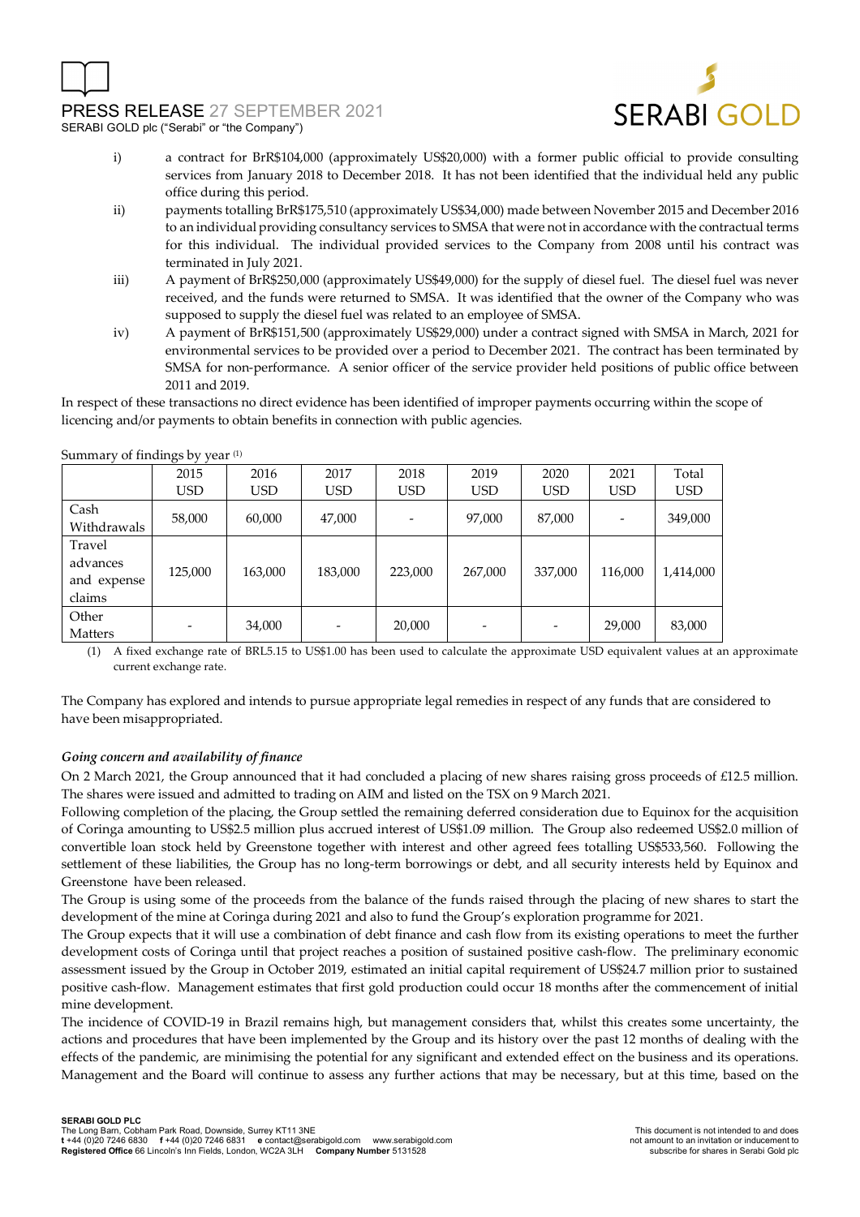i) a contract for BrR$104,000 (approximately US$20,000) with a former public official to provide consulting services from January 2018 to December 2018. It has not been identified that the individual held any public office during this period.

ii) payments totalling BrR$175,510 (approximately US$34,000) made between November 2015 and December 2016 to an individual providing consultancy services to SMSA that were not in accordance with the contractual terms for this individual. The individual provided services to the Company from 2008 until his contract was terminated in July 2021.

iii) A payment of BrR$250,000 (approximately US$49,000) for the supply of diesel fuel. The diesel fuel was never received, and the funds were returned to SMSA. It was identified that the owner of the Company who was supposed to supply the diesel fuel was related to an employee of SMSA.

iv) A payment of BrR$151,500 (approximately US$29,000) under a contract signed with SMSA in March, 2021 for environmental services to be provided over a period to December 2021. The contract has been terminated by SMSA for non-performance. A senior officer of the service provider held positions of public office between 2011 and 2019.

In respect of these transactions no direct evidence has been identified of improper payments occurring within the scope of licencing and/or payments to obtain benefits in connection with public agencies.

Summary of findings by year [(1)]

| | 2015 USD | 2016 USD | 2017 USD | 2018 USD | 2019 USD | 2020 USD | 2021 USD | Total USD |
|---|---|---|---|---|---|---|---|---|
| Cash Withdrawals | 58,000 | 60,000 | 47,000 | - | 97,000 | 87,000 | - | 349,000 |
| Travel advances and expense claims | 125,000 | 163,000 | 183,000 | 223,000 | 267,000 | 337,000 | 116,000 | 1,414,000 |
| Other Matters | - | 34,000 | - | 20,000 | - | - | 29,000 | 83,000 |

(1) A fixed exchange rate of BRL5.15 to US$1.00 has been used to calculate the approximate USD equivalent values at an approximate current exchange rate.

The Company has explored and intends to pursue appropriate legal remedies in respect of any funds that are considered to have been misappropriated.

*Going concern and availability of finance*

On 2 March 2021, the Group announced that it had concluded a placing of new shares raising gross proceeds of £12.5 million. The shares were issued and admitted to trading on AIM and listed on the TSX on 9 March 2021.

Following completion of the placing, the Group settled the remaining deferred consideration due to Equinox for the acquisition of Coringa amounting to US$2.5 million plus accrued interest of US$1.09 million. The Group also redeemed US$2.0 million of convertible loan stock held by Greenstone together with interest and other agreed fees totalling US$533,560. Following the settlement of these liabilities, the Group has no long-term borrowings or debt, and all security interests held by Equinox and Greenstone have been released.

The Group is using some of the proceeds from the balance of the funds raised through the placing of new shares to start the development of the mine at Coringa during 2021 and also to fund the Group's exploration programme for 2021.

The Group expects that it will use a combination of debt finance and cash flow from its existing operations to meet the further development costs of Coringa until that project reaches a position of sustained positive cash-flow. The preliminary economic assessment issued by the Group in October 2019, estimated an initial capital requirement of US$24.7 million prior to sustained positive cash-flow. Management estimates that first gold production could occur 18 months after the commencement of initial mine development.

The incidence of COVID-19 in Brazil remains high, but management considers that, whilst this creates some uncertainty, the actions and procedures that have been implemented by the Group and its history over the past 12 months of dealing with the effects of the pandemic, are minimising the potential for any significant and extended effect on the business and its operations. Management and the Board will continue to assess any further actions that may be necessary, but at this time, based on the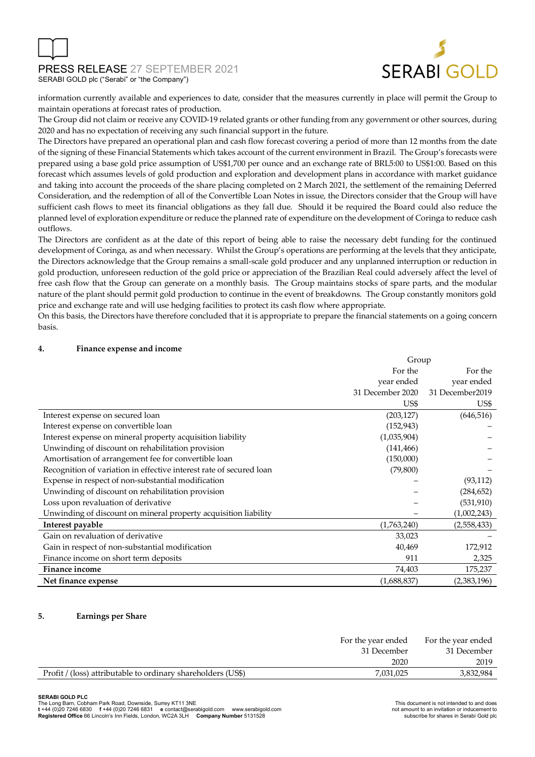information currently available and experiences to date, consider that the measures currently in place will permit the Group to maintain operations at forecast rates of production.

The Group did not claim or receive any COVID-19 related grants or other funding from any government or other sources, during 2020 and has no expectation of receiving any such financial support in the future.

The Directors have prepared an operational plan and cash flow forecast covering a period of more than 12 months from the date of the signing of these Financial Statements which takes account of the current environment in Brazil. The Group's forecasts were prepared using a base gold price assumption of US$1,700 per ounce and an exchange rate of BRL5:00 to US$1:00. Based on this forecast which assumes levels of gold production and exploration and development plans in accordance with market guidance and taking into account the proceeds of the share placing completed on 2 March 2021, the settlement of the remaining Deferred Consideration, and the redemption of all of the Convertible Loan Notes in issue, the Directors consider that the Group will have sufficient cash flows to meet its financial obligations as they fall due. Should it be required the Board could also reduce the planned level of exploration expenditure or reduce the planned rate of expenditure on the development of Coringa to reduce cash outflows.

The Directors are confident as at the date of this report of being able to raise the necessary debt funding for the continued development of Coringa, as and when necessary. Whilst the Group's operations are performing at the levels that they anticipate, the Directors acknowledge that the Group remains a small-scale gold producer and any unplanned interruption or reduction in gold production, unforeseen reduction of the gold price or appreciation of the Brazilian Real could adversely affect the level of free cash flow that the Group can generate on a monthly basis. The Group maintains stocks of spare parts, and the modular nature of the plant should permit gold production to continue in the event of breakdowns. The Group constantly monitors gold price and exchange rate and will use hedging facilities to protect its cash flow where appropriate.

On this basis, the Directors have therefore concluded that it is appropriate to prepare the financial statements on a going concern basis.

## 4. Finance expense and income

| | Group | |
|---|---|---|
| | For the year ended 31 December 2020 | For the year ended 31 December2019 |
| | US$ | US$ |
| Interest expense on secured loan | (203,127) | (646,516) |
| Interest expense on convertible loan | (152,943) | – |
| Interest expense on mineral property acquisition liability | (1,035,904) | – |
| Unwinding of discount on rehabilitation provision | (141,466) | – |
| Amortisation of arrangement fee for convertible loan | (150,000) | – |
| Recognition of variation in effective interest rate of secured loan | (79,800) | – |
| Expense in respect of non-substantial modification | – | (93,112) |
| Unwinding of discount on rehabilitation provision | – | (284,652) |
| Loss upon revaluation of derivative | – | (531,910) |
| Unwinding of discount on mineral property acquisition liability | – | (1,002,243) |
| **Interest payable** | (1,763,240) | (2,558,433) |
| Gain on revaluation of derivative | 33,023 | – |
| Gain in respect of non-substantial modification | 40,469 | 172,912 |
| Finance income on short term deposits | 911 | 2,325 |
| **Finance income** | 74,403 | 175,237 |
| **Net finance expense** | (1,688,837) | (2,383,196) |

## 5. Earnings per Share

| | For the year ended 31 December 2020 | For the year ended 31 December 2019 |
|---|---|---|
| Profit / (loss) attributable to ordinary shareholders (US$) | 7,031,025 | 3,832,984 |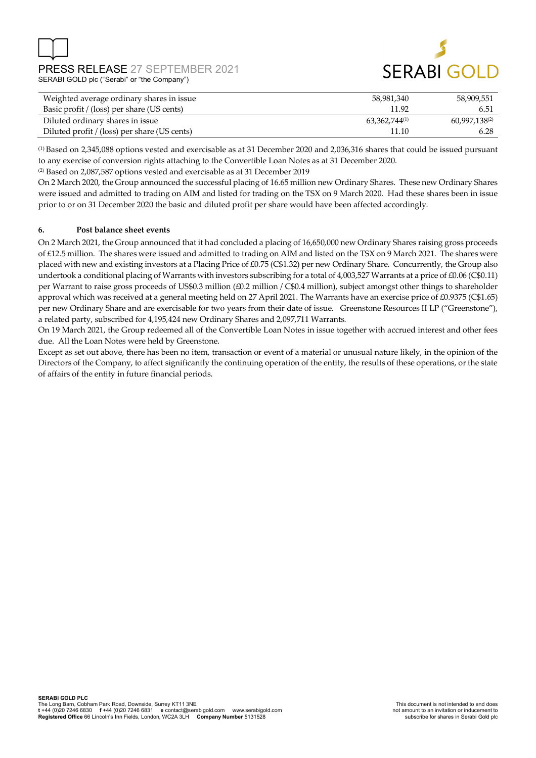| | | |
|---|---|---|
| Weighted average ordinary shares in issue | 58,981,340 | 58,909,551 |
| Basic profit / (loss) per share (US cents) | 11.92 | 6.51 |
| Diluted ordinary shares in issue | 63,362,744[(1)] | 60,997,138[(2)] |
| Diluted profit / (loss) per share (US cents) | 11.10 | 6.28 |

[(1)] Based on 2,345,088 options vested and exercisable as at 31 December 2020 and 2,036,316 shares that could be issued pursuant to any exercise of conversion rights attaching to the Convertible Loan Notes as at 31 December 2020.

[(2)] Based on 2,087,587 options vested and exercisable as at 31 December 2019

On 2 March 2020, the Group announced the successful placing of 16.65 million new Ordinary Shares. These new Ordinary Shares were issued and admitted to trading on AIM and listed for trading on the TSX on 9 March 2020. Had these shares been in issue prior to or on 31 December 2020 the basic and diluted profit per share would have been affected accordingly.

**6. Post balance sheet events**

On 2 March 2021, the Group announced that it had concluded a placing of 16,650,000 new Ordinary Shares raising gross proceeds of £12.5 million. The shares were issued and admitted to trading on AIM and listed on the TSX on 9 March 2021. The shares were placed with new and existing investors at a Placing Price of £0.75 (C$1.32) per new Ordinary Share. Concurrently, the Group also undertook a conditional placing of Warrants with investors subscribing for a total of 4,003,527 Warrants at a price of £0.06 (C$0.11) per Warrant to raise gross proceeds of US$0.3 million (£0.2 million / C$0.4 million), subject amongst other things to shareholder approval which was received at a general meeting held on 27 April 2021. The Warrants have an exercise price of £0.9375 (C$1.65) per new Ordinary Share and are exercisable for two years from their date of issue. Greenstone Resources II LP ("Greenstone"), a related party, subscribed for 4,195,424 new Ordinary Shares and 2,097,711 Warrants.

On 19 March 2021, the Group redeemed all of the Convertible Loan Notes in issue together with accrued interest and other fees due. All the Loan Notes were held by Greenstone.

Except as set out above, there has been no item, transaction or event of a material or unusual nature likely, in the opinion of the Directors of the Company, to affect significantly the continuing operation of the entity, the results of these operations, or the state of affairs of the entity in future financial periods.